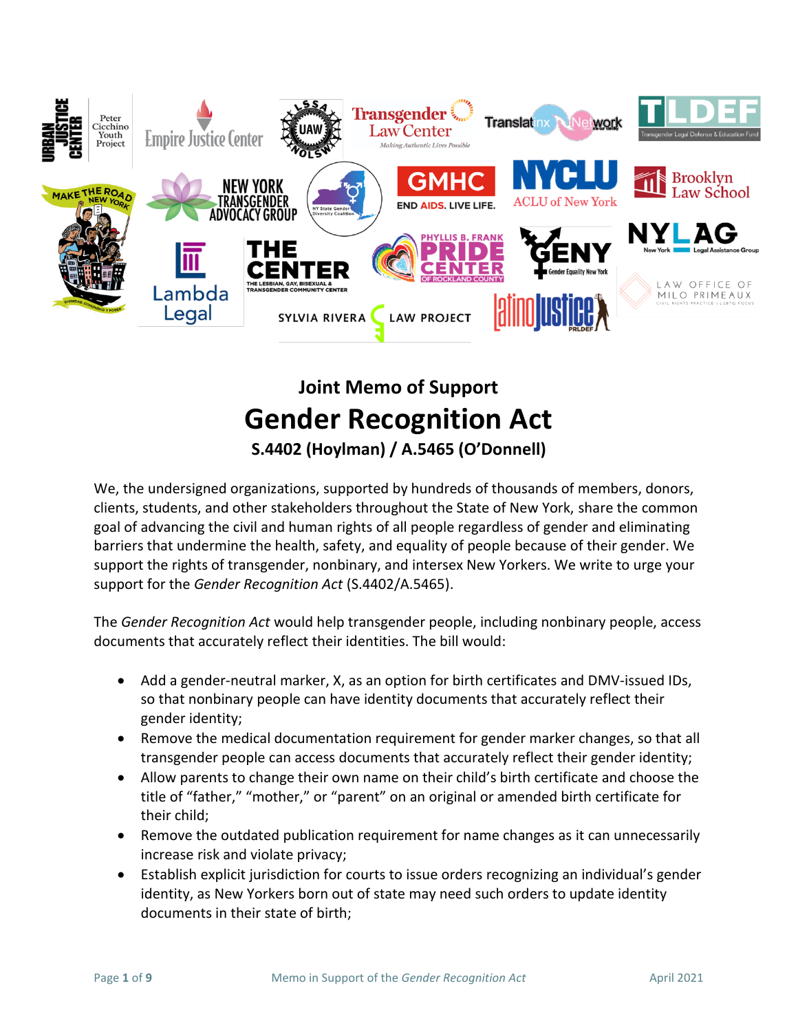## Joint Memo of Support

# Gender Recognition Act

### S.4402 (Hoylman) / A.5465 (O'Donnell)

We, the undersigned organizations, supported by hundreds of thousands of members, donors, clients, students, and other stakeholders throughout the State of New York, share the common goal of advancing the civil and human rights of all people regardless of gender and eliminating barriers that undermine the health, safety, and equality of people because of their gender. We support the rights of transgender, nonbinary, and intersex New Yorkers. We write to urge your support for the *Gender Recognition Act* (S.4402/A.5465).

The *Gender Recognition Act* would help transgender people, including nonbinary people, access documents that accurately reflect their identities. The bill would:

- Add a gender-neutral marker, X, as an option for birth certificates and DMV-issued IDs, so that nonbinary people can have identity documents that accurately reflect their gender identity;
- Remove the medical documentation requirement for gender marker changes, so that all transgender people can access documents that accurately reflect their gender identity;
- Allow parents to change their own name on their child's birth certificate and choose the title of "father," "mother," or "parent" on an original or amended birth certificate for their child;
- Remove the outdated publication requirement for name changes as it can unnecessarily increase risk and violate privacy;
- Establish explicit jurisdiction for courts to issue orders recognizing an individual's gender identity, as New Yorkers born out of state may need such orders to update identity documents in their state of birth;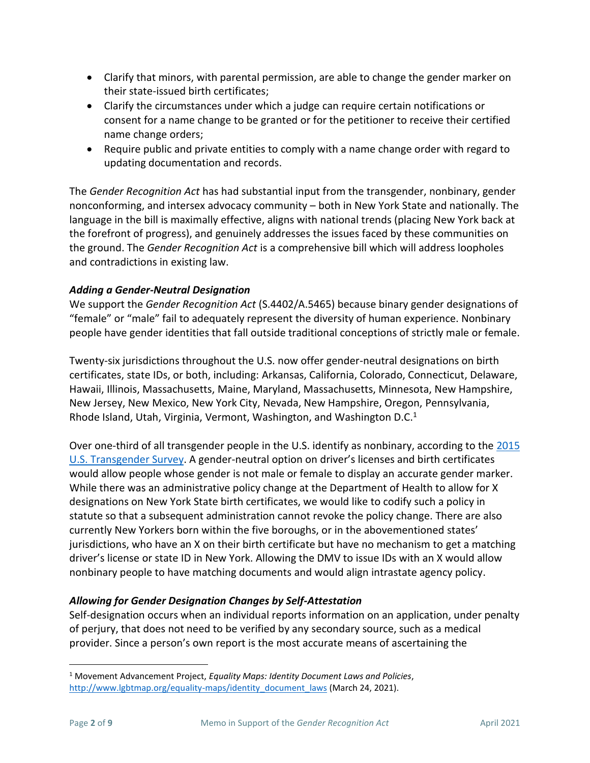- Clarify that minors, with parental permission, are able to change the gender marker on their state-issued birth certificates;
- Clarify the circumstances under which a judge can require certain notifications or consent for a name change to be granted or for the petitioner to receive their certified name change orders;
- Require public and private entities to comply with a name change order with regard to updating documentation and records.

The *Gender Recognition Act* has had substantial input from the transgender, nonbinary, gender nonconforming, and intersex advocacy community – both in New York State and nationally. The language in the bill is maximally effective, aligns with national trends (placing New York back at the forefront of progress), and genuinely addresses the issues faced by these communities on the ground. The *Gender Recognition Act* is a comprehensive bill which will address loopholes and contradictions in existing law.

### *Adding a Gender-Neutral Designation*

We support the *Gender Recognition Act* (S.4402/A.5465) because binary gender designations of "female" or "male" fail to adequately represent the diversity of human experience. Nonbinary people have gender identities that fall outside traditional conceptions of strictly male or female.

Twenty-six jurisdictions throughout the U.S. now offer gender-neutral designations on birth certificates, state IDs, or both, including: Arkansas, California, Colorado, Connecticut, Delaware, Hawaii, Illinois, Massachusetts, Maine, Maryland, Massachusetts, Minnesota, New Hampshire, New Jersey, New Mexico, New York City, Nevada, New Hampshire, Oregon, Pennsylvania, Rhode Island, Utah, Virginia, Vermont, Washington, and Washington D.C.[1]

Over one-third of all transgender people in the U.S. identify as nonbinary, according to the 2015 U.S. Transgender Survey. A gender-neutral option on driver's licenses and birth certificates would allow people whose gender is not male or female to display an accurate gender marker. While there was an administrative policy change at the Department of Health to allow for X designations on New York State birth certificates, we would like to codify such a policy in statute so that a subsequent administration cannot revoke the policy change. There are also currently New Yorkers born within the five boroughs, or in the abovementioned states' jurisdictions, who have an X on their birth certificate but have no mechanism to get a matching driver's license or state ID in New York. Allowing the DMV to issue IDs with an X would allow nonbinary people to have matching documents and would align intrastate agency policy.

### *Allowing for Gender Designation Changes by Self-Attestation*

Self-designation occurs when an individual reports information on an application, under penalty of perjury, that does not need to be verified by any secondary source, such as a medical provider. Since a person's own report is the most accurate means of ascertaining the

---

[1] Movement Advancement Project, *Equality Maps: Identity Document Laws and Policies*, http://www.lgbtmap.org/equality-maps/identity_document_laws (March 24, 2021).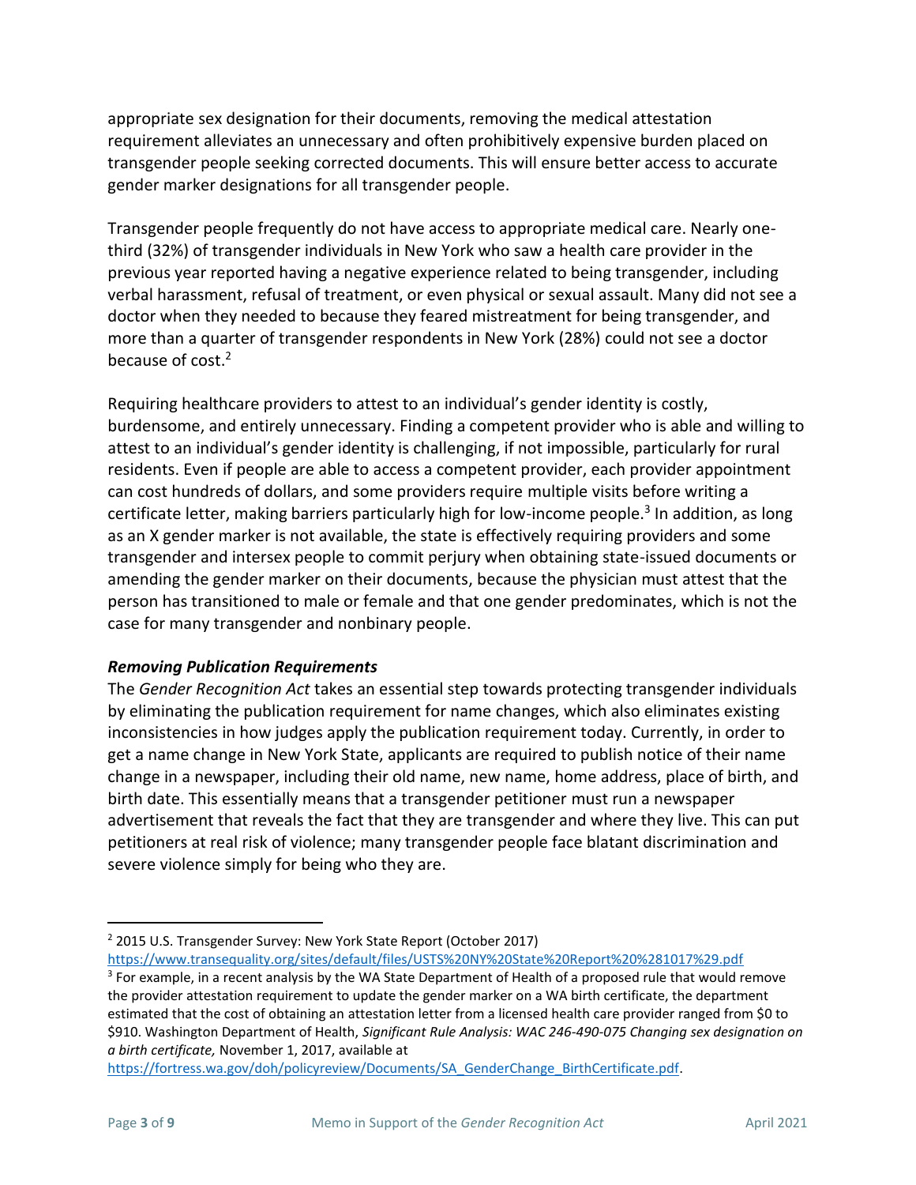appropriate sex designation for their documents, removing the medical attestation requirement alleviates an unnecessary and often prohibitively expensive burden placed on transgender people seeking corrected documents. This will ensure better access to accurate gender marker designations for all transgender people.

Transgender people frequently do not have access to appropriate medical care. Nearly one-third (32%) of transgender individuals in New York who saw a health care provider in the previous year reported having a negative experience related to being transgender, including verbal harassment, refusal of treatment, or even physical or sexual assault. Many did not see a doctor when they needed to because they feared mistreatment for being transgender, and more than a quarter of transgender respondents in New York (28%) could not see a doctor because of cost.[2]

Requiring healthcare providers to attest to an individual's gender identity is costly, burdensome, and entirely unnecessary. Finding a competent provider who is able and willing to attest to an individual's gender identity is challenging, if not impossible, particularly for rural residents. Even if people are able to access a competent provider, each provider appointment can cost hundreds of dollars, and some providers require multiple visits before writing a certificate letter, making barriers particularly high for low-income people.[3] In addition, as long as an X gender marker is not available, the state is effectively requiring providers and some transgender and intersex people to commit perjury when obtaining state-issued documents or amending the gender marker on their documents, because the physician must attest that the person has transitioned to male or female and that one gender predominates, which is not the case for many transgender and nonbinary people.

***Removing Publication Requirements***

The *Gender Recognition Act* takes an essential step towards protecting transgender individuals by eliminating the publication requirement for name changes, which also eliminates existing inconsistencies in how judges apply the publication requirement today. Currently, in order to get a name change in New York State, applicants are required to publish notice of their name change in a newspaper, including their old name, new name, home address, place of birth, and birth date. This essentially means that a transgender petitioner must run a newspaper advertisement that reveals the fact that they are transgender and where they live. This can put petitioners at real risk of violence; many transgender people face blatant discrimination and severe violence simply for being who they are.

---

[2] 2015 U.S. Transgender Survey: New York State Report (October 2017) https://www.transequality.org/sites/default/files/USTS%20NY%20State%20Report%20%281017%29.pdf

[3] For example, in a recent analysis by the WA State Department of Health of a proposed rule that would remove the provider attestation requirement to update the gender marker on a WA birth certificate, the department estimated that the cost of obtaining an attestation letter from a licensed health care provider ranged from $0 to $910. Washington Department of Health, *Significant Rule Analysis: WAC 246-490-075 Changing sex designation on a birth certificate,* November 1, 2017, available at https://fortress.wa.gov/doh/policyreview/Documents/SA_GenderChange_BirthCertificate.pdf.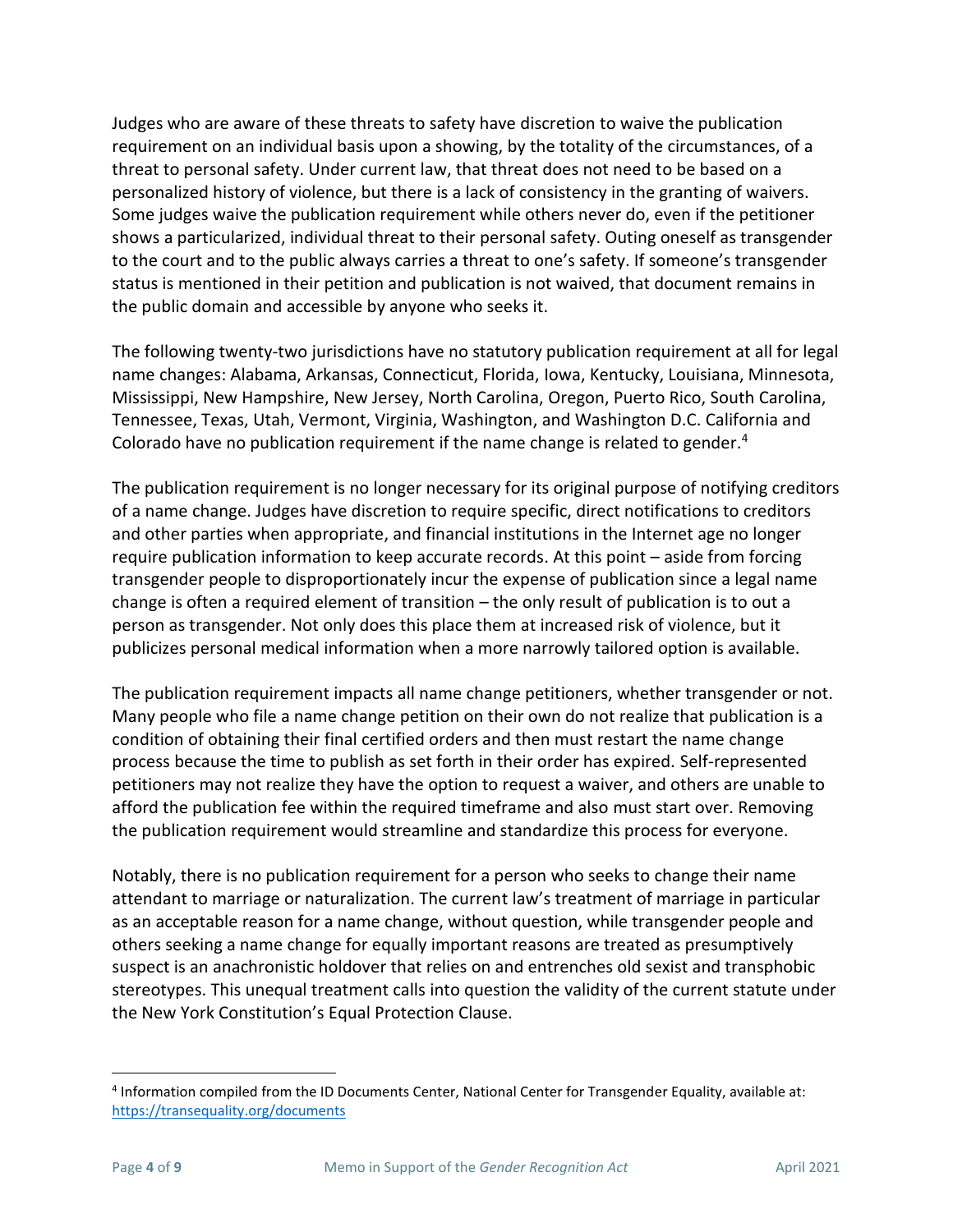Judges who are aware of these threats to safety have discretion to waive the publication requirement on an individual basis upon a showing, by the totality of the circumstances, of a threat to personal safety. Under current law, that threat does not need to be based on a personalized history of violence, but there is a lack of consistency in the granting of waivers. Some judges waive the publication requirement while others never do, even if the petitioner shows a particularized, individual threat to their personal safety. Outing oneself as transgender to the court and to the public always carries a threat to one's safety. If someone's transgender status is mentioned in their petition and publication is not waived, that document remains in the public domain and accessible by anyone who seeks it.

The following twenty-two jurisdictions have no statutory publication requirement at all for legal name changes: Alabama, Arkansas, Connecticut, Florida, Iowa, Kentucky, Louisiana, Minnesota, Mississippi, New Hampshire, New Jersey, North Carolina, Oregon, Puerto Rico, South Carolina, Tennessee, Texas, Utah, Vermont, Virginia, Washington, and Washington D.C. California and Colorado have no publication requirement if the name change is related to gender.[4]

The publication requirement is no longer necessary for its original purpose of notifying creditors of a name change. Judges have discretion to require specific, direct notifications to creditors and other parties when appropriate, and financial institutions in the Internet age no longer require publication information to keep accurate records. At this point – aside from forcing transgender people to disproportionately incur the expense of publication since a legal name change is often a required element of transition – the only result of publication is to out a person as transgender. Not only does this place them at increased risk of violence, but it publicizes personal medical information when a more narrowly tailored option is available.

The publication requirement impacts all name change petitioners, whether transgender or not. Many people who file a name change petition on their own do not realize that publication is a condition of obtaining their final certified orders and then must restart the name change process because the time to publish as set forth in their order has expired. Self-represented petitioners may not realize they have the option to request a waiver, and others are unable to afford the publication fee within the required timeframe and also must start over. Removing the publication requirement would streamline and standardize this process for everyone.

Notably, there is no publication requirement for a person who seeks to change their name attendant to marriage or naturalization. The current law's treatment of marriage in particular as an acceptable reason for a name change, without question, while transgender people and others seeking a name change for equally important reasons are treated as presumptively suspect is an anachronistic holdover that relies on and entrenches old sexist and transphobic stereotypes. This unequal treatment calls into question the validity of the current statute under the New York Constitution's Equal Protection Clause.

---

[4] Information compiled from the ID Documents Center, National Center for Transgender Equality, available at: https://transequality.org/documents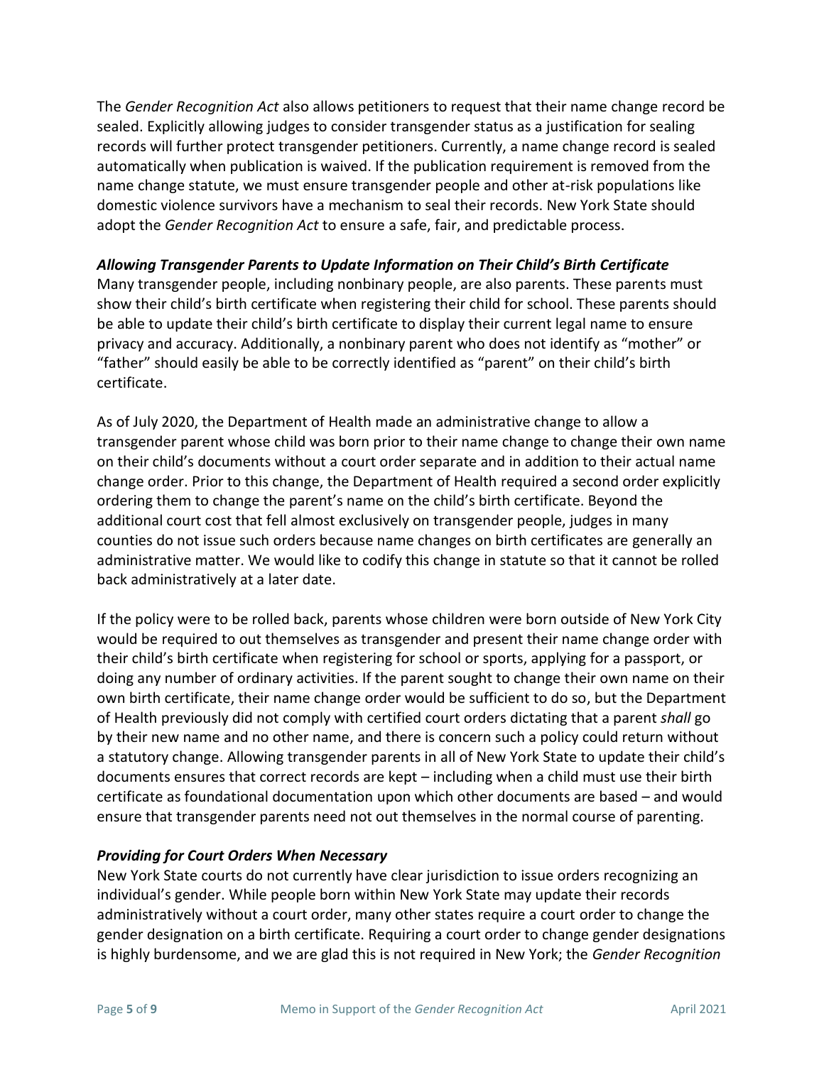The *Gender Recognition Act* also allows petitioners to request that their name change record be sealed. Explicitly allowing judges to consider transgender status as a justification for sealing records will further protect transgender petitioners. Currently, a name change record is sealed automatically when publication is waived. If the publication requirement is removed from the name change statute, we must ensure transgender people and other at-risk populations like domestic violence survivors have a mechanism to seal their records. New York State should adopt the *Gender Recognition Act* to ensure a safe, fair, and predictable process.

***Allowing Transgender Parents to Update Information on Their Child's Birth Certificate***

Many transgender people, including nonbinary people, are also parents. These parents must show their child's birth certificate when registering their child for school. These parents should be able to update their child's birth certificate to display their current legal name to ensure privacy and accuracy. Additionally, a nonbinary parent who does not identify as "mother" or "father" should easily be able to be correctly identified as "parent" on their child's birth certificate.

As of July 2020, the Department of Health made an administrative change to allow a transgender parent whose child was born prior to their name change to change their own name on their child's documents without a court order separate and in addition to their actual name change order. Prior to this change, the Department of Health required a second order explicitly ordering them to change the parent's name on the child's birth certificate. Beyond the additional court cost that fell almost exclusively on transgender people, judges in many counties do not issue such orders because name changes on birth certificates are generally an administrative matter. We would like to codify this change in statute so that it cannot be rolled back administratively at a later date.

If the policy were to be rolled back, parents whose children were born outside of New York City would be required to out themselves as transgender and present their name change order with their child's birth certificate when registering for school or sports, applying for a passport, or doing any number of ordinary activities. If the parent sought to change their own name on their own birth certificate, their name change order would be sufficient to do so, but the Department of Health previously did not comply with certified court orders dictating that a parent *shall* go by their new name and no other name, and there is concern such a policy could return without a statutory change. Allowing transgender parents in all of New York State to update their child's documents ensures that correct records are kept – including when a child must use their birth certificate as foundational documentation upon which other documents are based – and would ensure that transgender parents need not out themselves in the normal course of parenting.

***Providing for Court Orders When Necessary***

New York State courts do not currently have clear jurisdiction to issue orders recognizing an individual's gender. While people born within New York State may update their records administratively without a court order, many other states require a court order to change the gender designation on a birth certificate. Requiring a court order to change gender designations is highly burdensome, and we are glad this is not required in New York; the *Gender Recognition*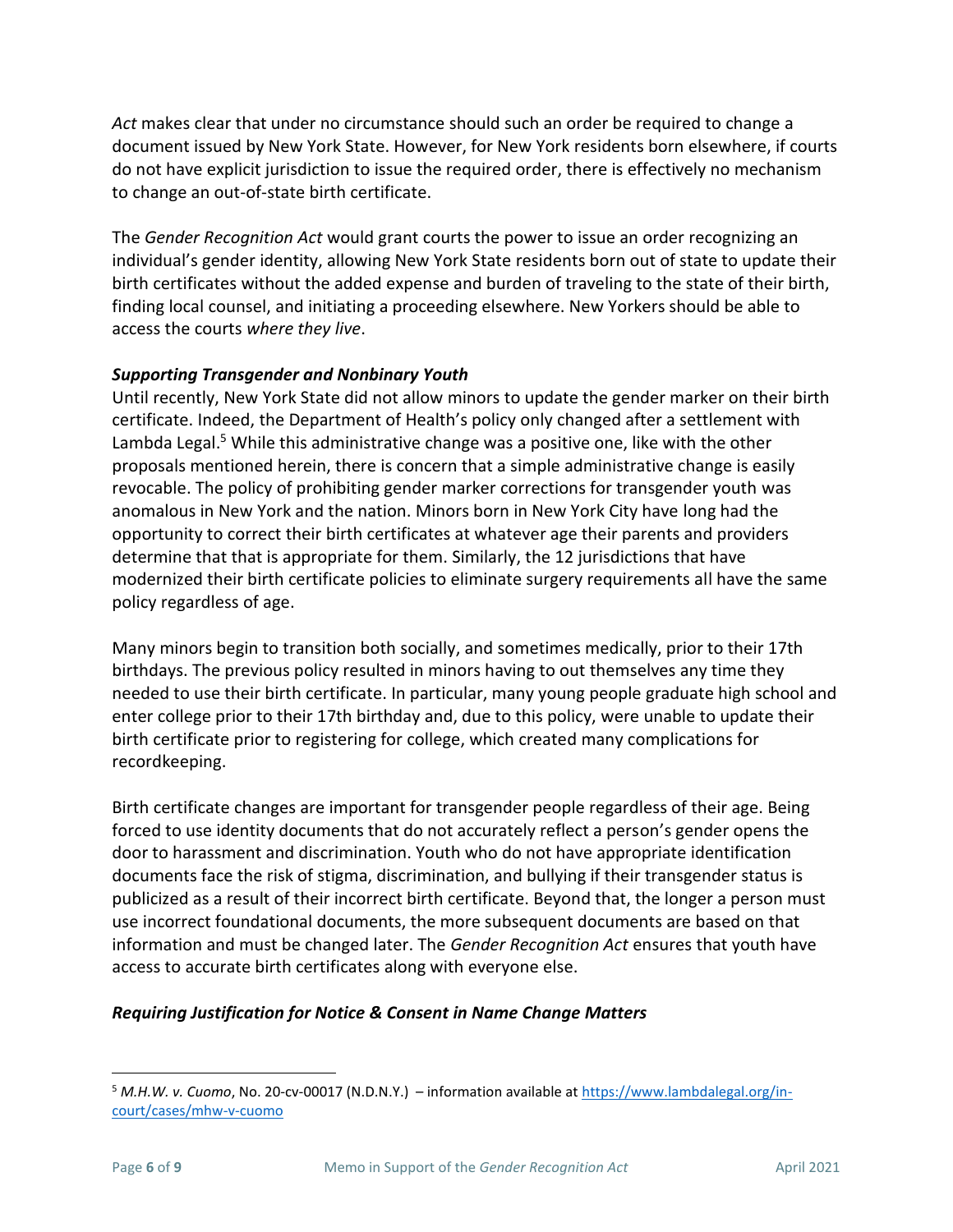*Act* makes clear that under no circumstance should such an order be required to change a document issued by New York State. However, for New York residents born elsewhere, if courts do not have explicit jurisdiction to issue the required order, there is effectively no mechanism to change an out-of-state birth certificate.

The *Gender Recognition Act* would grant courts the power to issue an order recognizing an individual's gender identity, allowing New York State residents born out of state to update their birth certificates without the added expense and burden of traveling to the state of their birth, finding local counsel, and initiating a proceeding elsewhere. New Yorkers should be able to access the courts *where they live*.

***Supporting Transgender and Nonbinary Youth***

Until recently, New York State did not allow minors to update the gender marker on their birth certificate. Indeed, the Department of Health's policy only changed after a settlement with Lambda Legal.[5] While this administrative change was a positive one, like with the other proposals mentioned herein, there is concern that a simple administrative change is easily revocable. The policy of prohibiting gender marker corrections for transgender youth was anomalous in New York and the nation. Minors born in New York City have long had the opportunity to correct their birth certificates at whatever age their parents and providers determine that that is appropriate for them. Similarly, the 12 jurisdictions that have modernized their birth certificate policies to eliminate surgery requirements all have the same policy regardless of age.

Many minors begin to transition both socially, and sometimes medically, prior to their 17th birthdays. The previous policy resulted in minors having to out themselves any time they needed to use their birth certificate. In particular, many young people graduate high school and enter college prior to their 17th birthday and, due to this policy, were unable to update their birth certificate prior to registering for college, which created many complications for recordkeeping.

Birth certificate changes are important for transgender people regardless of their age. Being forced to use identity documents that do not accurately reflect a person's gender opens the door to harassment and discrimination. Youth who do not have appropriate identification documents face the risk of stigma, discrimination, and bullying if their transgender status is publicized as a result of their incorrect birth certificate. Beyond that, the longer a person must use incorrect foundational documents, the more subsequent documents are based on that information and must be changed later. The *Gender Recognition Act* ensures that youth have access to accurate birth certificates along with everyone else.

***Requiring Justification for Notice & Consent in Name Change Matters***

---

[5] *M.H.W. v. Cuomo*, No. 20-cv-00017 (N.D.N.Y.) – information available at https://www.lambdalegal.org/in-court/cases/mhw-v-cuomo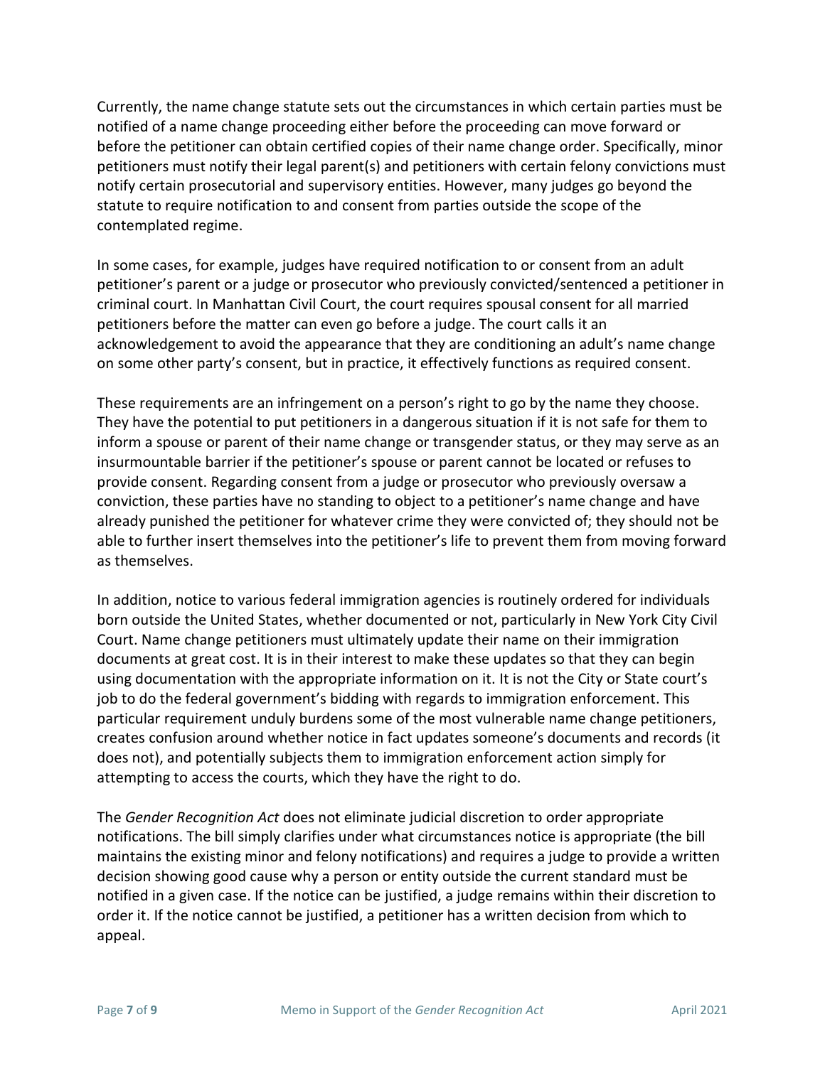Currently, the name change statute sets out the circumstances in which certain parties must be notified of a name change proceeding either before the proceeding can move forward or before the petitioner can obtain certified copies of their name change order. Specifically, minor petitioners must notify their legal parent(s) and petitioners with certain felony convictions must notify certain prosecutorial and supervisory entities. However, many judges go beyond the statute to require notification to and consent from parties outside the scope of the contemplated regime.

In some cases, for example, judges have required notification to or consent from an adult petitioner's parent or a judge or prosecutor who previously convicted/sentenced a petitioner in criminal court. In Manhattan Civil Court, the court requires spousal consent for all married petitioners before the matter can even go before a judge. The court calls it an acknowledgement to avoid the appearance that they are conditioning an adult's name change on some other party's consent, but in practice, it effectively functions as required consent.

These requirements are an infringement on a person's right to go by the name they choose. They have the potential to put petitioners in a dangerous situation if it is not safe for them to inform a spouse or parent of their name change or transgender status, or they may serve as an insurmountable barrier if the petitioner's spouse or parent cannot be located or refuses to provide consent. Regarding consent from a judge or prosecutor who previously oversaw a conviction, these parties have no standing to object to a petitioner's name change and have already punished the petitioner for whatever crime they were convicted of; they should not be able to further insert themselves into the petitioner's life to prevent them from moving forward as themselves.

In addition, notice to various federal immigration agencies is routinely ordered for individuals born outside the United States, whether documented or not, particularly in New York City Civil Court. Name change petitioners must ultimately update their name on their immigration documents at great cost. It is in their interest to make these updates so that they can begin using documentation with the appropriate information on it. It is not the City or State court's job to do the federal government's bidding with regards to immigration enforcement. This particular requirement unduly burdens some of the most vulnerable name change petitioners, creates confusion around whether notice in fact updates someone's documents and records (it does not), and potentially subjects them to immigration enforcement action simply for attempting to access the courts, which they have the right to do.

The *Gender Recognition Act* does not eliminate judicial discretion to order appropriate notifications. The bill simply clarifies under what circumstances notice is appropriate (the bill maintains the existing minor and felony notifications) and requires a judge to provide a written decision showing good cause why a person or entity outside the current standard must be notified in a given case. If the notice can be justified, a judge remains within their discretion to order it. If the notice cannot be justified, a petitioner has a written decision from which to appeal.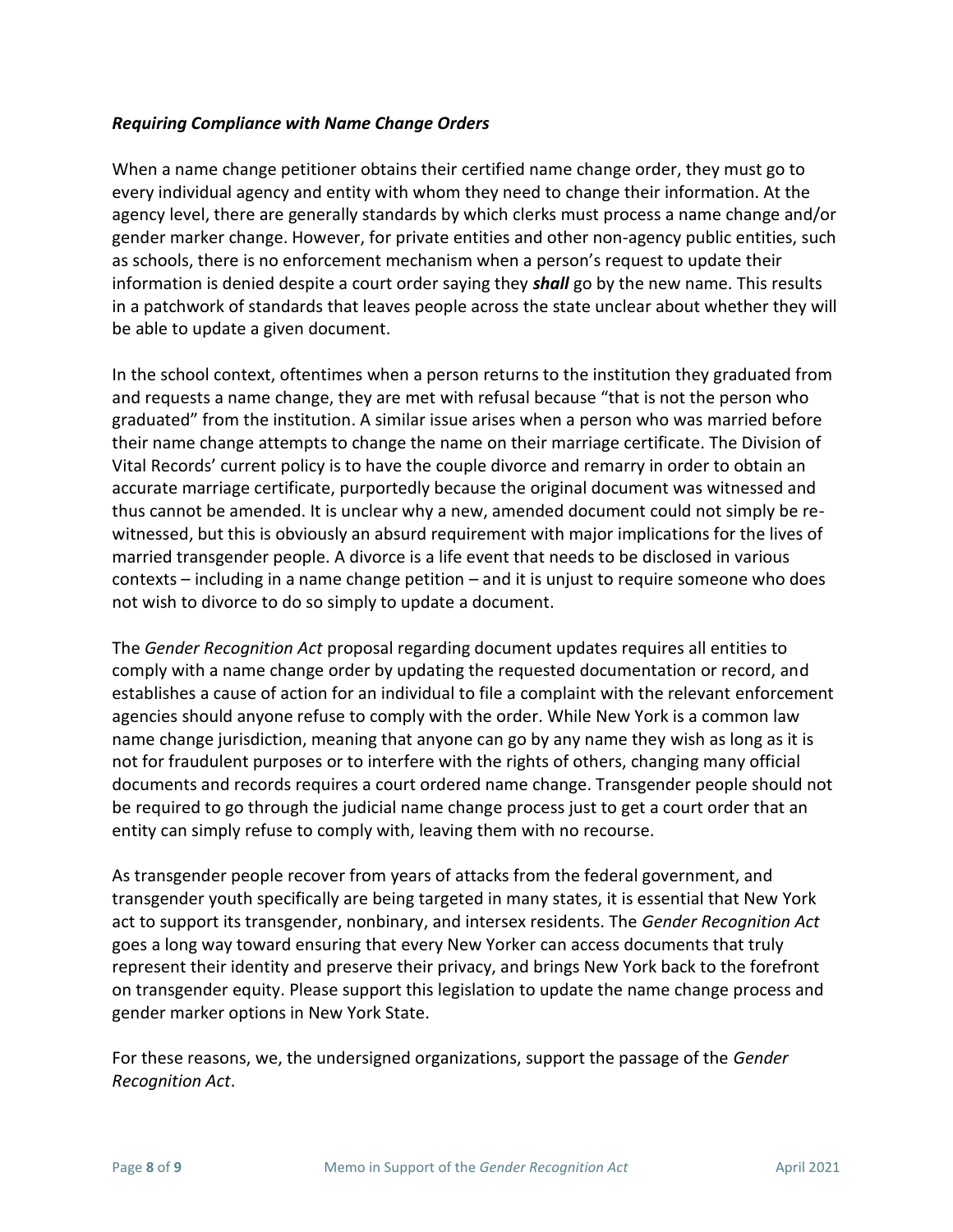### *Requiring Compliance with Name Change Orders*

When a name change petitioner obtains their certified name change order, they must go to every individual agency and entity with whom they need to change their information. At the agency level, there are generally standards by which clerks must process a name change and/or gender marker change. However, for private entities and other non-agency public entities, such as schools, there is no enforcement mechanism when a person's request to update their information is denied despite a court order saying they ***shall*** go by the new name. This results in a patchwork of standards that leaves people across the state unclear about whether they will be able to update a given document.

In the school context, oftentimes when a person returns to the institution they graduated from and requests a name change, they are met with refusal because "that is not the person who graduated" from the institution. A similar issue arises when a person who was married before their name change attempts to change the name on their marriage certificate. The Division of Vital Records' current policy is to have the couple divorce and remarry in order to obtain an accurate marriage certificate, purportedly because the original document was witnessed and thus cannot be amended. It is unclear why a new, amended document could not simply be re-witnessed, but this is obviously an absurd requirement with major implications for the lives of married transgender people. A divorce is a life event that needs to be disclosed in various contexts – including in a name change petition – and it is unjust to require someone who does not wish to divorce to do so simply to update a document.

The *Gender Recognition Act* proposal regarding document updates requires all entities to comply with a name change order by updating the requested documentation or record, and establishes a cause of action for an individual to file a complaint with the relevant enforcement agencies should anyone refuse to comply with the order. While New York is a common law name change jurisdiction, meaning that anyone can go by any name they wish as long as it is not for fraudulent purposes or to interfere with the rights of others, changing many official documents and records requires a court ordered name change. Transgender people should not be required to go through the judicial name change process just to get a court order that an entity can simply refuse to comply with, leaving them with no recourse.

As transgender people recover from years of attacks from the federal government, and transgender youth specifically are being targeted in many states, it is essential that New York act to support its transgender, nonbinary, and intersex residents. The *Gender Recognition Act* goes a long way toward ensuring that every New Yorker can access documents that truly represent their identity and preserve their privacy, and brings New York back to the forefront on transgender equity. Please support this legislation to update the name change process and gender marker options in New York State.

For these reasons, we, the undersigned organizations, support the passage of the *Gender Recognition Act*.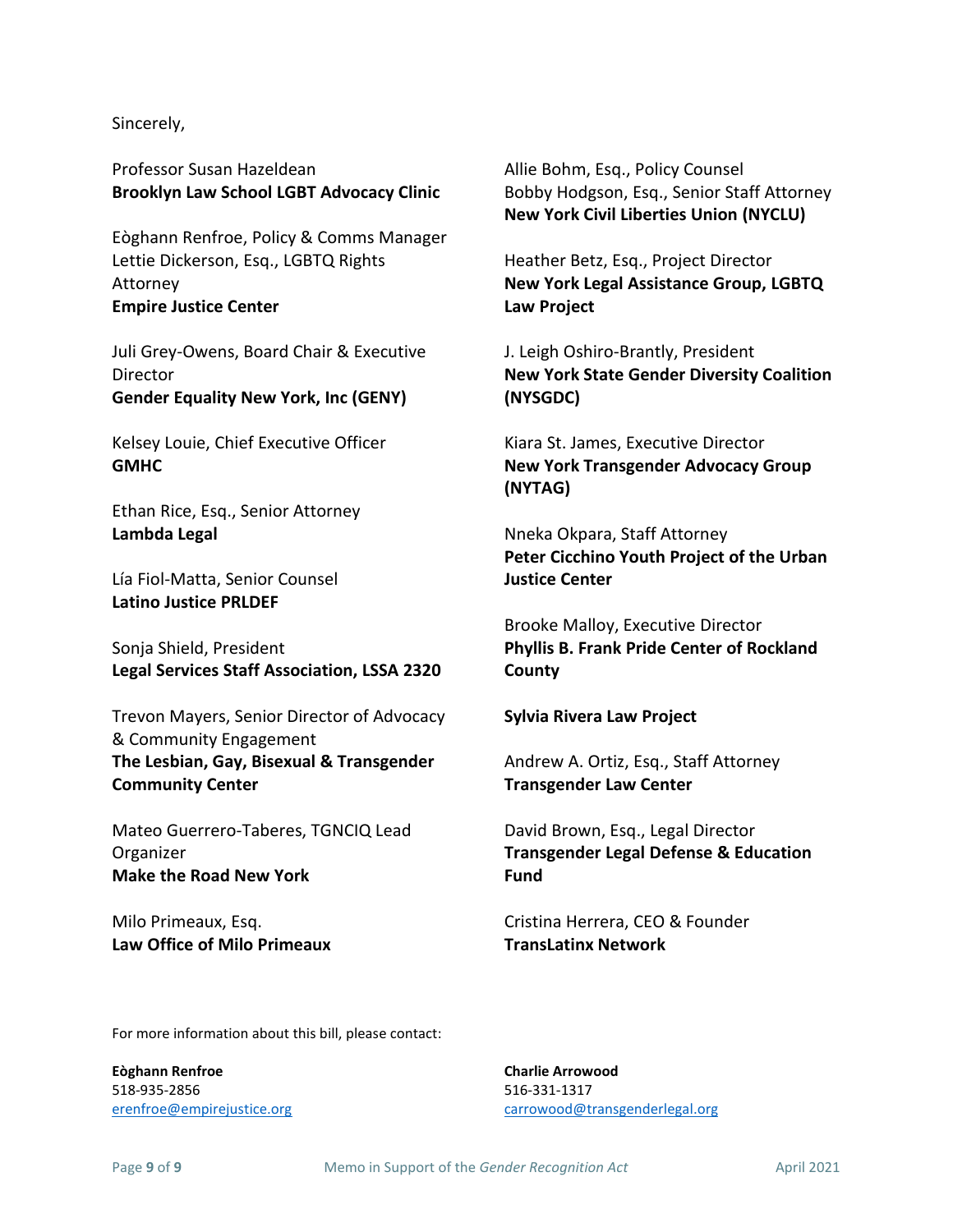Sincerely,

Professor Susan Hazeldean
**Brooklyn Law School LGBT Advocacy Clinic**

Eòghann Renfroe, Policy & Comms Manager
Lettie Dickerson, Esq., LGBTQ Rights Attorney
**Empire Justice Center**

Juli Grey-Owens, Board Chair & Executive Director
**Gender Equality New York, Inc (GENY)**

Kelsey Louie, Chief Executive Officer
**GMHC**

Ethan Rice, Esq., Senior Attorney
**Lambda Legal**

Lía Fiol-Matta, Senior Counsel
**Latino Justice PRLDEF**

Sonja Shield, President
**Legal Services Staff Association, LSSA 2320**

Trevon Mayers, Senior Director of Advocacy & Community Engagement
**The Lesbian, Gay, Bisexual & Transgender Community Center**

Mateo Guerrero-Taberes, TGNCIQ Lead Organizer
**Make the Road New York**

Milo Primeaux, Esq.
**Law Office of Milo Primeaux**

Allie Bohm, Esq., Policy Counsel
Bobby Hodgson, Esq., Senior Staff Attorney
**New York Civil Liberties Union (NYCLU)**

Heather Betz, Esq., Project Director
**New York Legal Assistance Group, LGBTQ Law Project**

J. Leigh Oshiro-Brantly, President
**New York State Gender Diversity Coalition (NYSGDC)**

Kiara St. James, Executive Director
**New York Transgender Advocacy Group (NYTAG)**

Nneka Okpara, Staff Attorney
**Peter Cicchino Youth Project of the Urban Justice Center**

Brooke Malloy, Executive Director
**Phyllis B. Frank Pride Center of Rockland County**

**Sylvia Rivera Law Project**

Andrew A. Ortiz, Esq., Staff Attorney
**Transgender Law Center**

David Brown, Esq., Legal Director
**Transgender Legal Defense & Education Fund**

Cristina Herrera, CEO & Founder
**TransLatinx Network**

For more information about this bill, please contact:

**Eòghann Renfroe**
518-935-2856
erenfroe@empirejustice.org

**Charlie Arrowood**
516-331-1317
carrowood@transgenderlegal.org